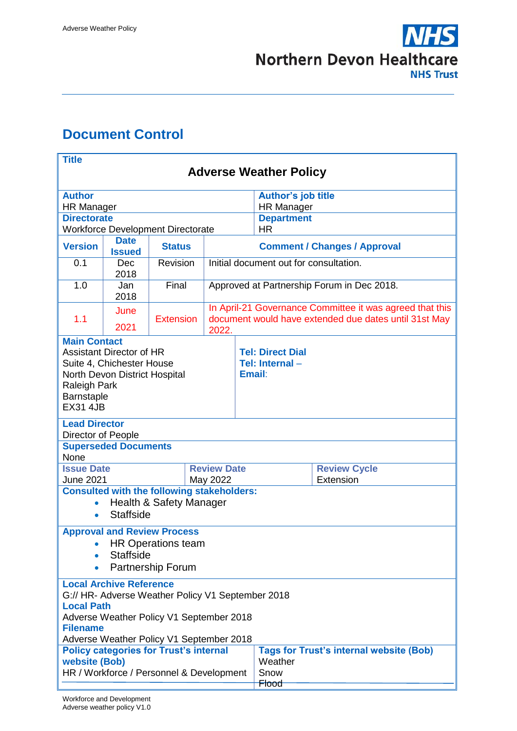# Document Control

| **Title** | | | | |
|---|---|---|---|---|
| **Adverse Weather Policy** | | | | |
| **Author**<br>HR Manager | | | | **Author's job title**<br>HR Manager |
| **Directorate**<br>Workforce Development Directorate | | | | **Department**<br>HR |
| **Version** | **Date Issued** | **Status** | **Comment / Changes / Approval** | |
| 0.1 | Dec 2018 | Revision | Initial document out for consultation. | |
| 1.0 | Jan 2018 | Final | Approved at Partnership Forum in Dec 2018. | |
| 1.1 | June 2021 | Extension | In April-21 Governance Committee it was agreed that this document would have extended due dates until 31st May 2022. | |
| **Main Contact**<br>Assistant Director of HR<br>Suite 4, Chichester House<br>North Devon District Hospital<br>Raleigh Park<br>Barnstaple<br>EX31 4JB | | | **Tel: Direct Dial**<br>**Tel: Internal –**<br>**Email**: | |
| **Lead Director**<br>Director of People | | | | |
| **Superseded Documents**<br>None | | | | |
| **Issue Date**<br>June 2021 | | **Review Date**<br>May 2022 | | **Review Cycle**<br>Extension |
| **Consulted with the following stakeholders:**<br>• Health & Safety Manager<br>• Staffside | | | | |
| **Approval and Review Process**<br>• HR Operations team<br>• Staffside<br>• Partnership Forum | | | | |
| **Local Archive Reference**<br>G:// HR- Adverse Weather Policy V1 September 2018<br>**Local Path**<br>Adverse Weather Policy V1 September 2018<br>**Filename**<br>Adverse Weather Policy V1 September 2018 | | | | |
| **Policy categories for Trust's internal website (Bob)**<br>HR / Workforce / Personnel & Development | | | | **Tags for Trust's internal website (Bob)**<br>Weather<br>Snow<br>Flood |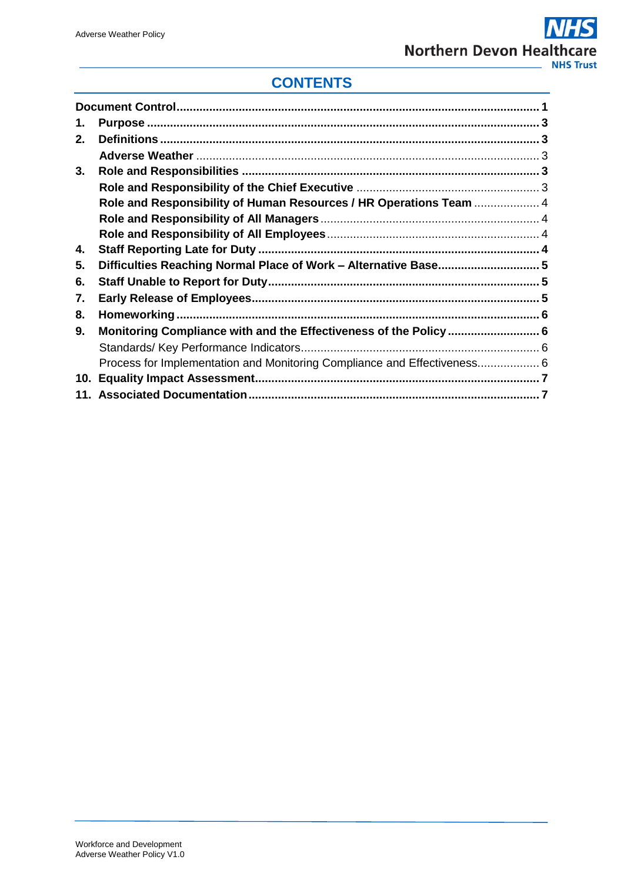# CONTENTS

| | | |
|---|---|---|
| **Document Control** | | **1** |
| **1.** | **Purpose** | **3** |
| **2.** | **Definitions** | **3** |
| | **Adverse Weather** | 3 |
| **3.** | **Role and Responsibilities** | **3** |
| | **Role and Responsibility of the Chief Executive** | 3 |
| | **Role and Responsibility of Human Resources / HR Operations Team** | 4 |
| | **Role and Responsibility of All Managers** | 4 |
| | **Role and Responsibility of All Employees** | 4 |
| **4.** | **Staff Reporting Late for Duty** | **4** |
| **5.** | **Difficulties Reaching Normal Place of Work – Alternative Base** | **5** |
| **6.** | **Staff Unable to Report for Duty** | **5** |
| **7.** | **Early Release of Employees** | **5** |
| **8.** | **Homeworking** | **6** |
| **9.** | **Monitoring Compliance with and the Effectiveness of the Policy** | **6** |
| | Standards/ Key Performance Indicators | 6 |
| | Process for Implementation and Monitoring Compliance and Effectiveness | 6 |
| **10.** | **Equality Impact Assessment** | **7** |
| **11.** | **Associated Documentation** | **7** |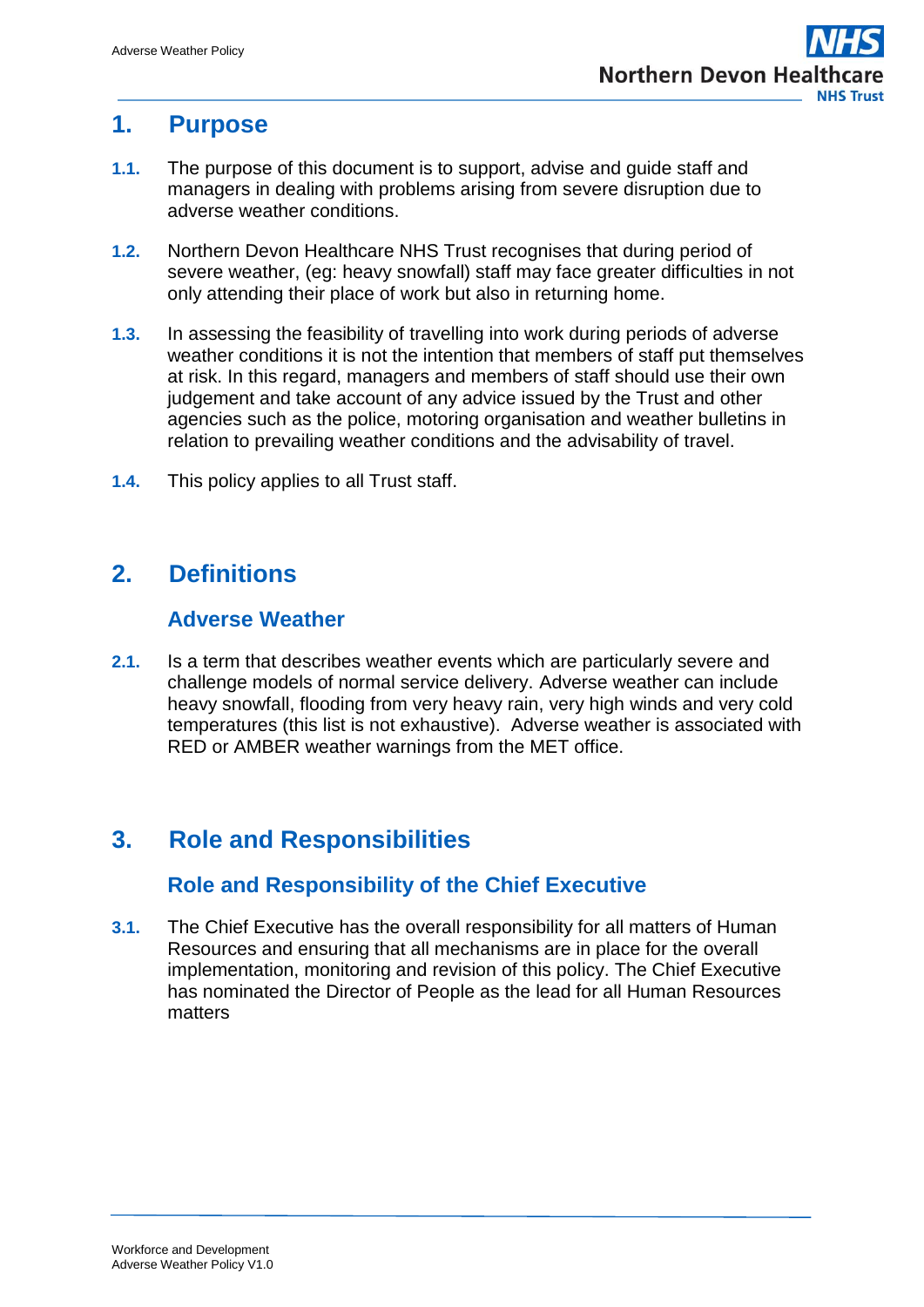# 1. Purpose

**1.1.** The purpose of this document is to support, advise and guide staff and managers in dealing with problems arising from severe disruption due to adverse weather conditions.

**1.2.** Northern Devon Healthcare NHS Trust recognises that during period of severe weather, (eg: heavy snowfall) staff may face greater difficulties in not only attending their place of work but also in returning home.

**1.3.** In assessing the feasibility of travelling into work during periods of adverse weather conditions it is not the intention that members of staff put themselves at risk. In this regard, managers and members of staff should use their own judgement and take account of any advice issued by the Trust and other agencies such as the police, motoring organisation and weather bulletins in relation to prevailing weather conditions and the advisability of travel.

**1.4.** This policy applies to all Trust staff.

# 2. Definitions

## Adverse Weather

**2.1.** Is a term that describes weather events which are particularly severe and challenge models of normal service delivery. Adverse weather can include heavy snowfall, flooding from very heavy rain, very high winds and very cold temperatures (this list is not exhaustive). Adverse weather is associated with RED or AMBER weather warnings from the MET office.

# 3. Role and Responsibilities

## Role and Responsibility of the Chief Executive

**3.1.** The Chief Executive has the overall responsibility for all matters of Human Resources and ensuring that all mechanisms are in place for the overall implementation, monitoring and revision of this policy. The Chief Executive has nominated the Director of People as the lead for all Human Resources matters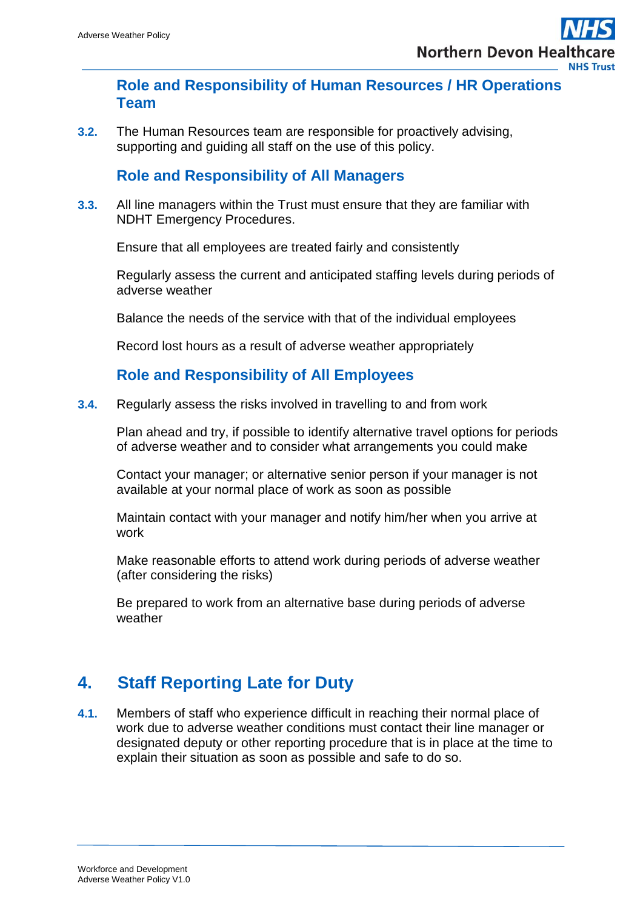### Role and Responsibility of Human Resources / HR Operations Team

**3.2.** The Human Resources team are responsible for proactively advising, supporting and guiding all staff on the use of this policy.

### Role and Responsibility of All Managers

**3.3.** All line managers within the Trust must ensure that they are familiar with NDHT Emergency Procedures.

Ensure that all employees are treated fairly and consistently

Regularly assess the current and anticipated staffing levels during periods of adverse weather

Balance the needs of the service with that of the individual employees

Record lost hours as a result of adverse weather appropriately

### Role and Responsibility of All Employees

**3.4.** Regularly assess the risks involved in travelling to and from work

Plan ahead and try, if possible to identify alternative travel options for periods of adverse weather and to consider what arrangements you could make

Contact your manager; or alternative senior person if your manager is not available at your normal place of work as soon as possible

Maintain contact with your manager and notify him/her when you arrive at work

Make reasonable efforts to attend work during periods of adverse weather (after considering the risks)

Be prepared to work from an alternative base during periods of adverse weather

## 4. Staff Reporting Late for Duty

**4.1.** Members of staff who experience difficult in reaching their normal place of work due to adverse weather conditions must contact their line manager or designated deputy or other reporting procedure that is in place at the time to explain their situation as soon as possible and safe to do so.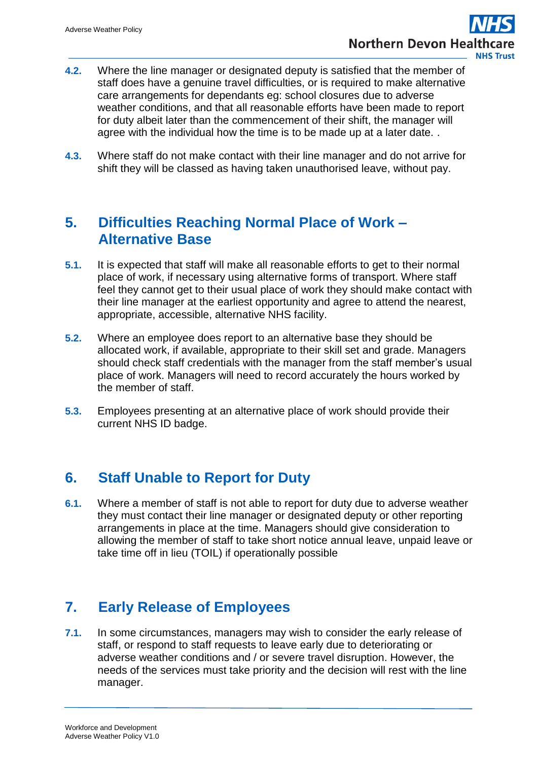**4.2.** Where the line manager or designated deputy is satisfied that the member of staff does have a genuine travel difficulties, or is required to make alternative care arrangements for dependants eg: school closures due to adverse weather conditions, and that all reasonable efforts have been made to report for duty albeit later than the commencement of their shift, the manager will agree with the individual how the time is to be made up at a later date. .

**4.3.** Where staff do not make contact with their line manager and do not arrive for shift they will be classed as having taken unauthorised leave, without pay.

## 5. Difficulties Reaching Normal Place of Work – Alternative Base

**5.1.** It is expected that staff will make all reasonable efforts to get to their normal place of work, if necessary using alternative forms of transport. Where staff feel they cannot get to their usual place of work they should make contact with their line manager at the earliest opportunity and agree to attend the nearest, appropriate, accessible, alternative NHS facility.

**5.2.** Where an employee does report to an alternative base they should be allocated work, if available, appropriate to their skill set and grade. Managers should check staff credentials with the manager from the staff member's usual place of work. Managers will need to record accurately the hours worked by the member of staff.

**5.3.** Employees presenting at an alternative place of work should provide their current NHS ID badge.

## 6. Staff Unable to Report for Duty

**6.1.** Where a member of staff is not able to report for duty due to adverse weather they must contact their line manager or designated deputy or other reporting arrangements in place at the time. Managers should give consideration to allowing the member of staff to take short notice annual leave, unpaid leave or take time off in lieu (TOIL) if operationally possible

## 7. Early Release of Employees

**7.1.** In some circumstances, managers may wish to consider the early release of staff, or respond to staff requests to leave early due to deteriorating or adverse weather conditions and / or severe travel disruption. However, the needs of the services must take priority and the decision will rest with the line manager.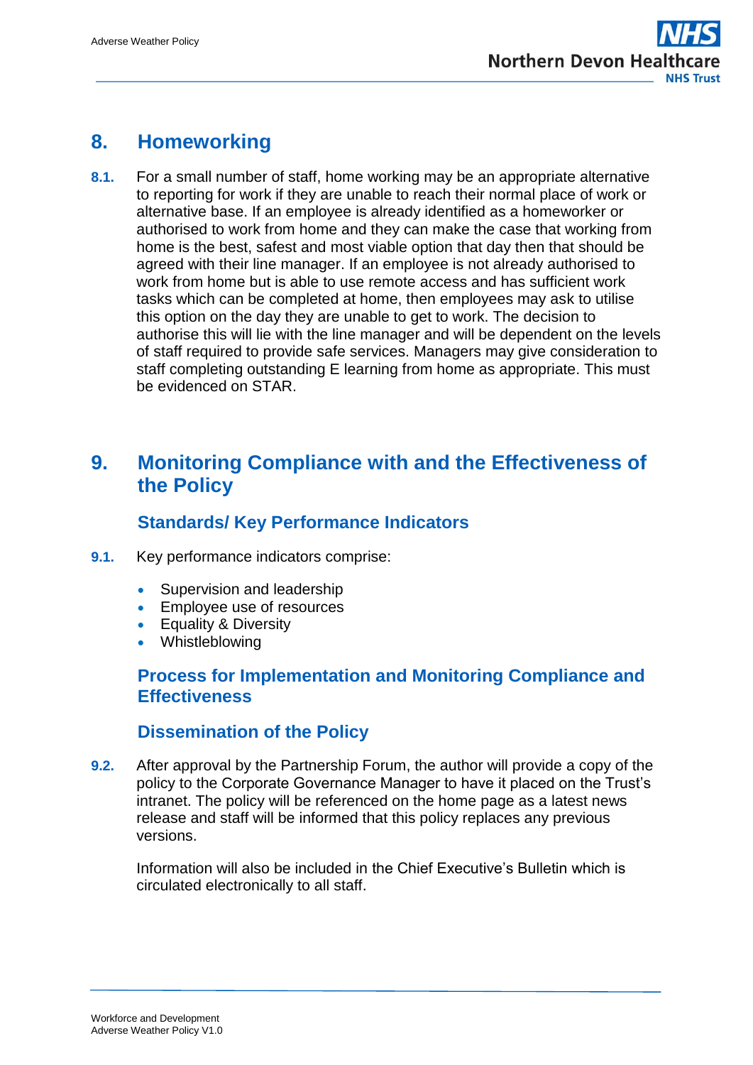## 8. Homeworking

**8.1.** For a small number of staff, home working may be an appropriate alternative to reporting for work if they are unable to reach their normal place of work or alternative base. If an employee is already identified as a homeworker or authorised to work from home and they can make the case that working from home is the best, safest and most viable option that day then that should be agreed with their line manager. If an employee is not already authorised to work from home but is able to use remote access and has sufficient work tasks which can be completed at home, then employees may ask to utilise this option on the day they are unable to get to work. The decision to authorise this will lie with the line manager and will be dependent on the levels of staff required to provide safe services. Managers may give consideration to staff completing outstanding E learning from home as appropriate. This must be evidenced on STAR.

## 9. Monitoring Compliance with and the Effectiveness of the Policy

### Standards/ Key Performance Indicators

**9.1.** Key performance indicators comprise:

- Supervision and leadership
- Employee use of resources
- Equality & Diversity
- Whistleblowing

### Process for Implementation and Monitoring Compliance and Effectiveness

### Dissemination of the Policy

**9.2.** After approval by the Partnership Forum, the author will provide a copy of the policy to the Corporate Governance Manager to have it placed on the Trust's intranet. The policy will be referenced on the home page as a latest news release and staff will be informed that this policy replaces any previous versions.

Information will also be included in the Chief Executive's Bulletin which is circulated electronically to all staff.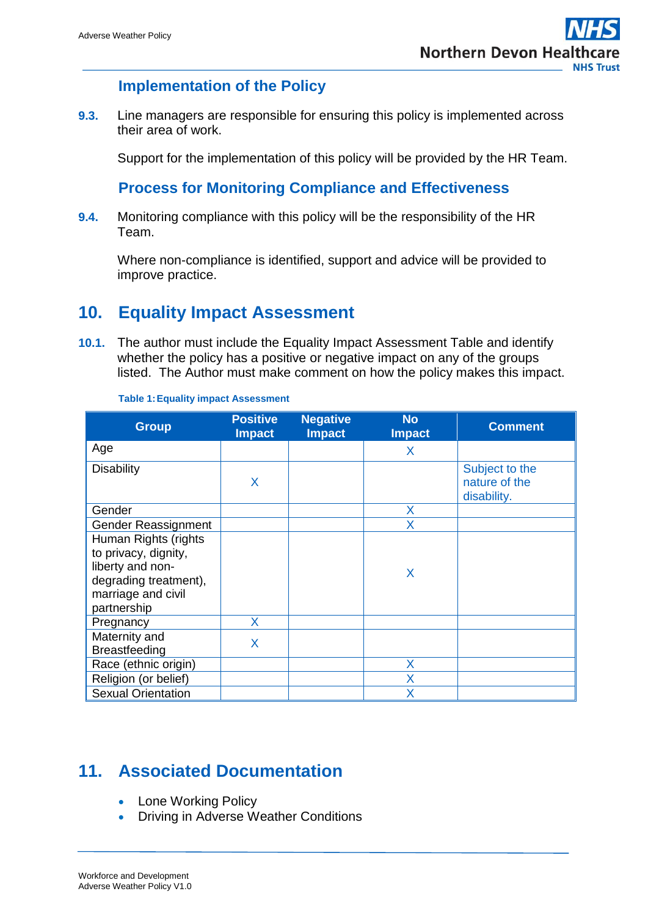### Implementation of the Policy

**9.3.** Line managers are responsible for ensuring this policy is implemented across their area of work.

Support for the implementation of this policy will be provided by the HR Team.

### Process for Monitoring Compliance and Effectiveness

**9.4.** Monitoring compliance with this policy will be the responsibility of the HR Team.

Where non-compliance is identified, support and advice will be provided to improve practice.

## 10. Equality Impact Assessment

**10.1.** The author must include the Equality Impact Assessment Table and identify whether the policy has a positive or negative impact on any of the groups listed. The Author must make comment on how the policy makes this impact.

**Table 1: Equality impact Assessment**

| Group | Positive Impact | Negative Impact | No Impact | Comment |
|---|---|---|---|---|
| Age | | | X | |
| Disability | X | | | Subject to the nature of the disability. |
| Gender | | | X | |
| Gender Reassignment | | | X | |
| Human Rights (rights to privacy, dignity, liberty and non-degrading treatment), marriage and civil partnership | | | X | |
| Pregnancy | X | | | |
| Maternity and Breastfeeding | X | | | |
| Race (ethnic origin) | | | X | |
| Religion (or belief) | | | X | |
| Sexual Orientation | | | X | |

## 11. Associated Documentation

- Lone Working Policy
- Driving in Adverse Weather Conditions